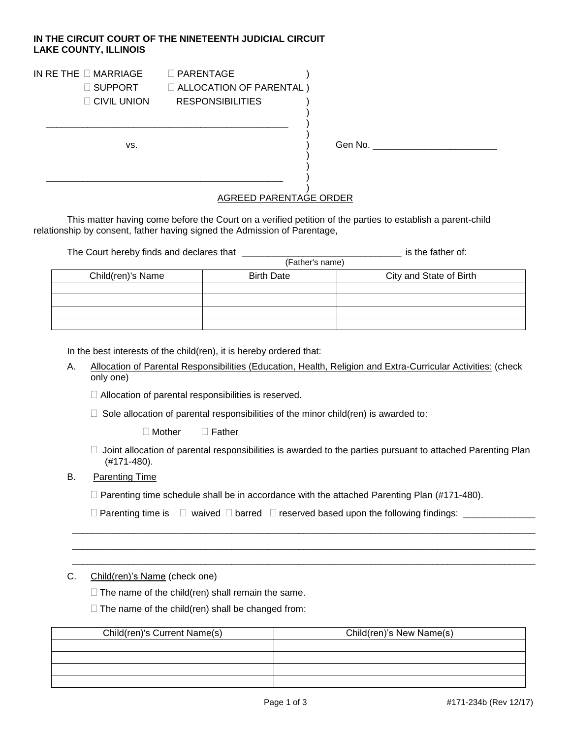**IN THE CIRCUIT COURT OF THE NINETEENTH JUDICIAL CIRCUIT**
**LAKE COUNTY, ILLINOIS**

IN RE THE ☐ MARRIAGE ☐ PARENTAGE
☐ SUPPORT ☐ ALLOCATION OF PARENTAL RESPONSIBILITIES
☐ CIVIL UNION

_______________________________________________

vs. Gen No. ________________________

_______________________________________________

AGREED PARENTAGE ORDER

This matter having come before the Court on a verified petition of the parties to establish a parent-child relationship by consent, father having signed the Admission of Parentage,

The Court hereby finds and declares that ______________________________ is the father of:
(Father's name)

| Child(ren)'s Name | Birth Date | City and State of Birth |
|---|---|---|
| | | |
| | | |
| | | |
| | | |

In the best interests of the child(ren), it is hereby ordered that:

A. Allocation of Parental Responsibilities (Education, Health, Religion and Extra-Curricular Activities: (check only one)

☐ Allocation of parental responsibilities is reserved.

☐ Sole allocation of parental responsibilities of the minor child(ren) is awarded to:

☐ Mother ☐ Father

☐ Joint allocation of parental responsibilities is awarded to the parties pursuant to attached Parenting Plan (#171-480).

B. Parenting Time

☐ Parenting time schedule shall be in accordance with the attached Parenting Plan (#171-480).

☐ Parenting time is ☐ waived ☐ barred ☐ reserved based upon the following findings: _____________
_______________________________________________________________________________________
_______________________________________________________________________________________
_______________________________________________________________________________________

C. Child(ren)'s Name (check one)

☐ The name of the child(ren) shall remain the same.

☐ The name of the child(ren) shall be changed from:

| Child(ren)'s Current Name(s) | Child(ren)'s New Name(s) |
|---|---|
| | |
| | |
| | |
| | |

#171-234b (Rev 12/17)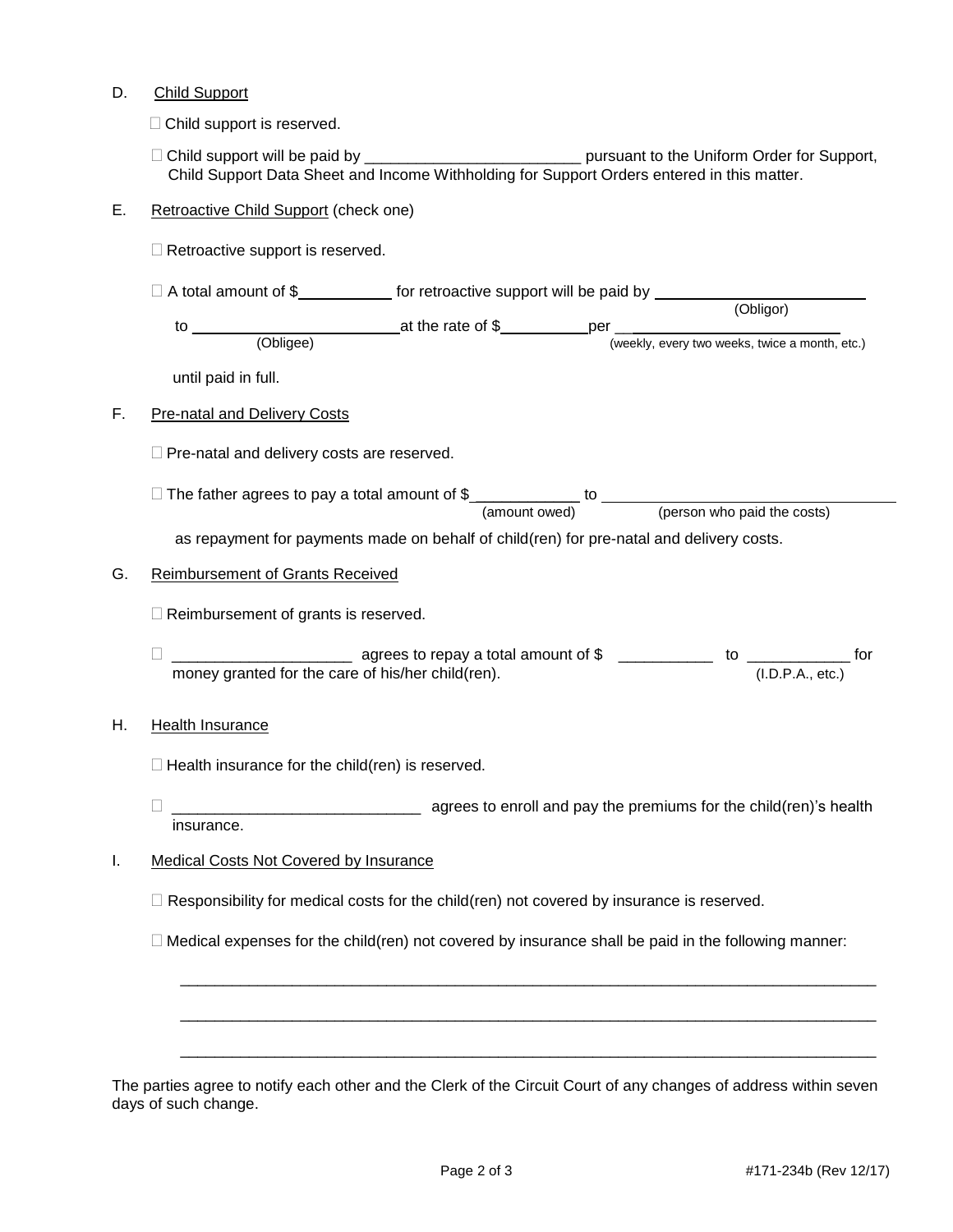D. Child Support

☐ Child support is reserved.

☐ Child support will be paid by ________________________ pursuant to the Uniform Order for Support, Child Support Data Sheet and Income Withholding for Support Orders entered in this matter.

E. Retroactive Child Support (check one)

☐ Retroactive support is reserved.

☐ A total amount of $__________ for retroactive support will be paid by ________________________ (Obligor) to ________________________ (Obligee) at the rate of $__________ per ________________________ (weekly, every two weeks, twice a month, etc.) until paid in full.

F. Pre-natal and Delivery Costs

☐ Pre-natal and delivery costs are reserved.

☐ The father agrees to pay a total amount of $ ____________ (amount owed) to ________________________ (person who paid the costs) as repayment for payments made on behalf of child(ren) for pre-natal and delivery costs.

G. Reimbursement of Grants Received

☐ Reimbursement of grants is reserved.

☐ ____________________ agrees to repay a total amount of $ ___________ to ___________ (I.D.P.A., etc.) for money granted for the care of his/her child(ren).

H. Health Insurance

☐ Health insurance for the child(ren) is reserved.

☐ ____________________________ agrees to enroll and pay the premiums for the child(ren)'s health insurance.

I. Medical Costs Not Covered by Insurance

☐ Responsibility for medical costs for the child(ren) not covered by insurance is reserved.

☐ Medical expenses for the child(ren) not covered by insurance shall be paid in the following manner:

________________________________________________________________________________

________________________________________________________________________________

________________________________________________________________________________

The parties agree to notify each other and the Clerk of the Circuit Court of any changes of address within seven days of such change.

#171-234b (Rev 12/17)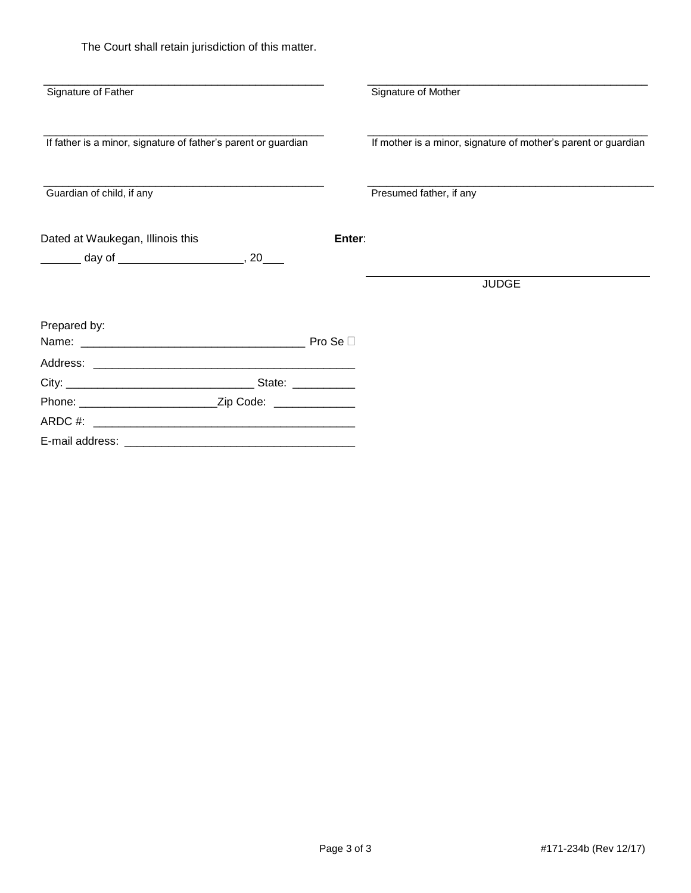The Court shall retain jurisdiction of this matter.

| | |
|---|---|
| _______________________________________________ | _______________________________________________ |
| Signature of Father | Signature of Mother |
| _______________________________________________ | _______________________________________________ |
| If father is a minor, signature of father's parent or guardian | If mother is a minor, signature of mother's parent or guardian |
| _______________________________________________ | _______________________________________________ |
| Guardian of child, if any | Presumed father, if any |

Dated at Waukegan, Illinois this

______ day of ___________________, 20___

**Enter**:

_______________________________________________

JUDGE

Prepared by:

Name: ___________________________________ Pro Se ☐

Address: _________________________________________

City: _____________________________ State: _________

Phone: _____________________Zip Code: ____________

ARDC #: _________________________________________

E-mail address: ___________________________________

#171-234b (Rev 12/17)